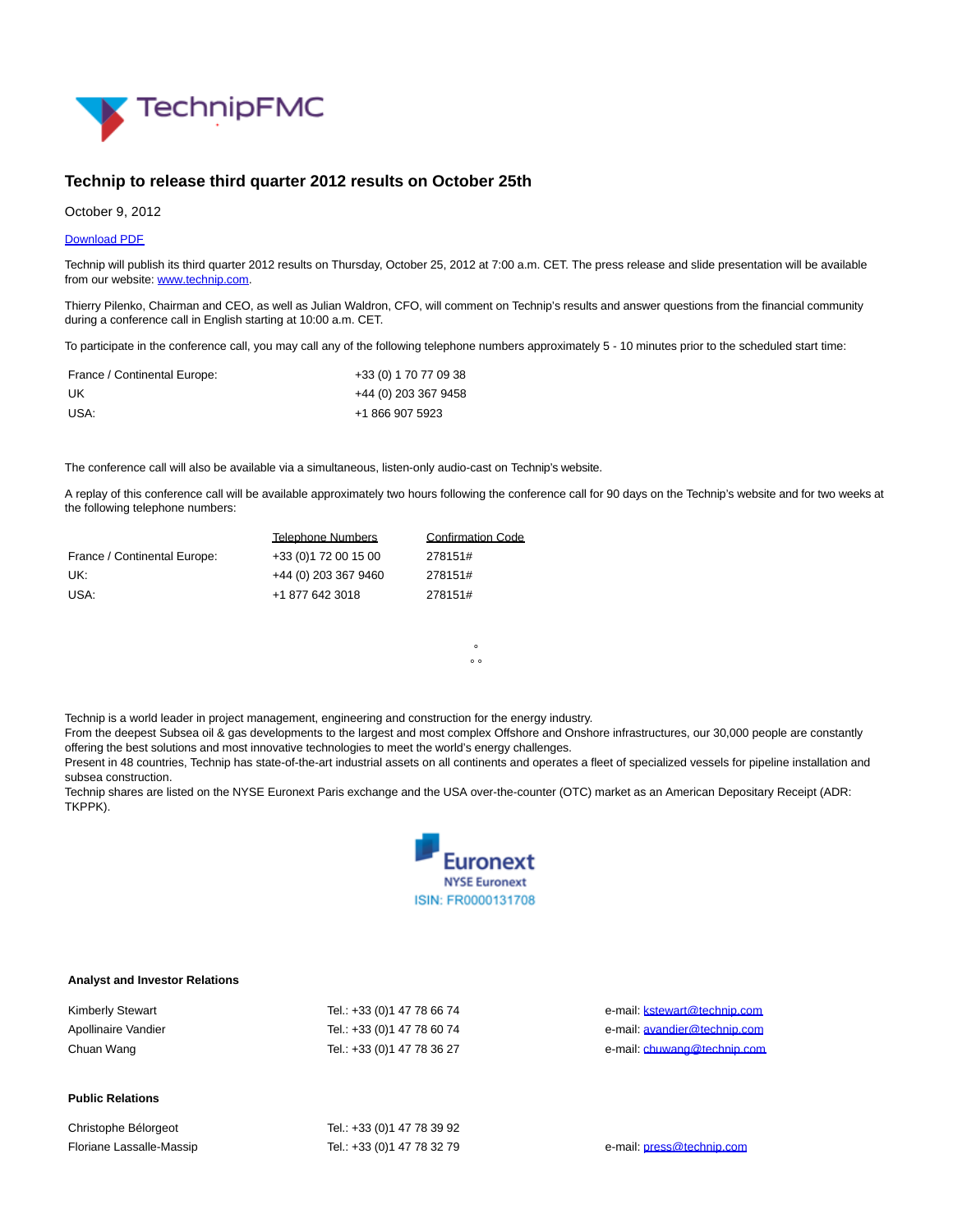# Technip to release third quarter 2012 results on October 25th

October 9, 2012

Download PDF

Technip will publish its third quarter 2012 results on Thursday, October 25, 2012 at 7:00 a.m. CET. The press release and slide presentation will be available from our website: www.technip.com.

Thierry Pilenko, Chairman and CEO, as well as Julian Waldron, CFO, will comment on Technip's results and answer questions from the financial community during a conference call in English starting at 10:00 a.m. CET.

To participate in the conference call, you may call any of the following telephone numbers approximately 5 - 10 minutes prior to the scheduled start time:

| | |
|---|---|
| France / Continental Europe: | +33 (0) 1 70 77 09 38 |
| UK | +44 (0) 203 367 9458 |
| USA: | +1 866 907 5923 |

The conference call will also be available via a simultaneous, listen-only audio-cast on Technip's website.

A replay of this conference call will be available approximately two hours following the conference call for 90 days on the Technip's website and for two weeks at the following telephone numbers:

| | Telephone Numbers | Confirmation Code |
|---|---|---|
| France / Continental Europe: | +33 (0)1 72 00 15 00 | 278151# |
| UK: | +44 (0) 203 367 9460 | 278151# |
| USA: | +1 877 642 3018 | 278151# |

°
° °

Technip is a world leader in project management, engineering and construction for the energy industry.
From the deepest Subsea oil & gas developments to the largest and most complex Offshore and Onshore infrastructures, our 30,000 people are constantly offering the best solutions and most innovative technologies to meet the world's energy challenges.
Present in 48 countries, Technip has state-of-the-art industrial assets on all continents and operates a fleet of specialized vessels for pipeline installation and subsea construction.
Technip shares are listed on the NYSE Euronext Paris exchange and the USA over-the-counter (OTC) market as an American Depositary Receipt (ADR: TKPPK).

Euronext
NYSE Euronext
ISIN: FR0000131708

**Analyst and Investor Relations**

| | | |
|---|---|---|
| Kimberly Stewart | Tel.: +33 (0)1 47 78 66 74 | e-mail: kstewart@technip.com |
| Apollinaire Vandier | Tel.: +33 (0)1 47 78 60 74 | e-mail: avandier@technip.com |
| Chuan Wang | Tel.: +33 (0)1 47 78 36 27 | e-mail: chuwang@technip.com |

**Public Relations**

| | | |
|---|---|---|
| Christophe Bélorgeot | Tel.: +33 (0)1 47 78 39 92 | |
| Floriane Lassalle-Massip | Tel.: +33 (0)1 47 78 32 79 | e-mail: press@technip.com |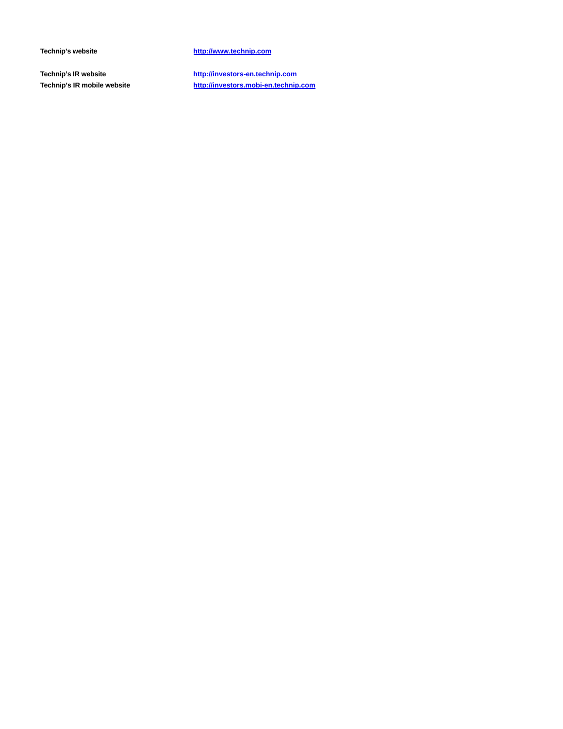| | |
|---|---|
| **Technip's website** | http://www.technip.com |
| | |
| **Technip's IR website** | http://investors-en.technip.com |
| **Technip's IR mobile website** | http://investors.mobi-en.technip.com |